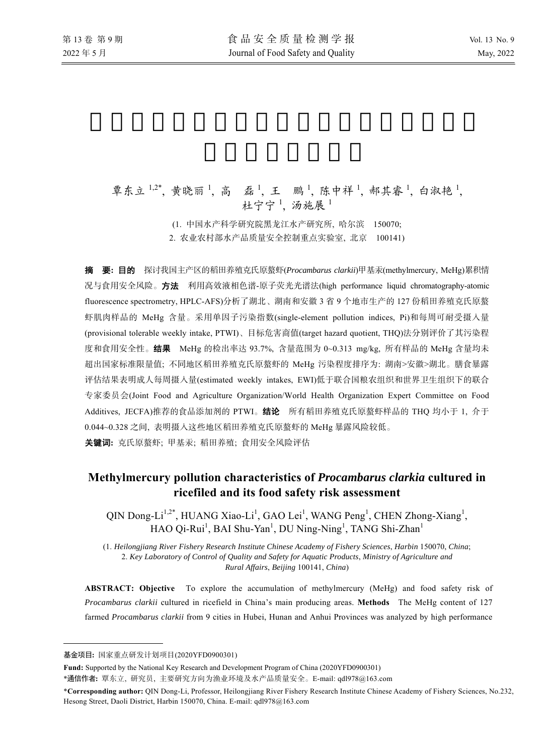覃东立[1,2*], 黄晓丽[1], 高　磊[1], 王　鹏[1], 陈中祥[1], 郝其睿[1], 白淑艳[1], 杜宁宁[1], 汤施展[1]

(1. 中国水产科学研究院黑龙江水产研究所, 哈尔滨　150070;
2. 农业农村部水产品质量安全控制重点实验室, 北京　100141)

**摘　要: 目的**　探讨我国主产区的稻田养殖克氏原螯虾(*Procambarus clarkii*)甲基汞(methylmercury, MeHg)累积情况与食用安全风险。**方法**　利用高效液相色谱-原子荧光光谱法(high performance liquid chromatography-atomic fluorescence spectrometry, HPLC-AFS)分析了湖北、湖南和安徽 3 省 9 个地市生产的 127 份稻田养殖克氏原螯虾肌肉样品的 MeHg 含量。采用单因子污染指数(single-element pollution indices, Pi)和每周可耐受摄入量(provisional tolerable weekly intake, PTWI)、目标危害商值(target hazard quotient, THQ)法分别评价了其污染程度和食用安全性。**结果**　MeHg 的检出率达 93.7%, 含量范围为 0~0.313 mg/kg, 所有样品的 MeHg 含量均未超出国家标准限量值; 不同地区稻田养殖克氏原螯虾的 MeHg 污染程度排序为: 湖南>安徽>湖北。膳食暴露评估结果表明成人每周摄入量(estimated weekly intakes, EWI)低于联合国粮农组织和世界卫生组织下的联合专家委员会(Joint Food and Agriculture Organization/World Health Organization Expert Committee on Food Additives, JECFA)推荐的食品添加剂的 PTWI。**结论**　所有稻田养殖克氏原螯虾样品的 THQ 均小于 1, 介于 0.044~0.328 之间, 表明摄入这些地区稻田养殖克氏原螯虾的 MeHg 暴露风险较低。

**关键词:** 克氏原螯虾; 甲基汞; 稻田养殖; 食用安全风险评估

# Methylmercury pollution characteristics of *Procambarus clarkia* cultured in ricefiled and its food safety risk assessment

QIN Dong-Li[1,2*], HUANG Xiao-Li[1], GAO Lei[1], WANG Peng[1], CHEN Zhong-Xiang[1], HAO Qi-Rui[1], BAI Shu-Yan[1], DU Ning-Ning[1], TANG Shi-Zhan[1]

(1. *Heilongjiang River Fishery Research Institute Chinese Academy of Fishery Sciences*, *Harbin* 150070, *China*;
2. *Key Laboratory of Control of Quality and Safety for Aquatic Products*, *Ministry of Agriculture and Rural Affairs*, *Beijing* 100141, *China*)

**ABSTRACT: Objective**　To explore the accumulation of methylmercury (MeHg) and food safety risk of *Procambarus clarkii* cultured in ricefield in China's main producing areas. **Methods**　The MeHg content of 127 farmed *Procambarus clarkii* from 9 cities in Hubei, Hunan and Anhui Provinces was analyzed by high performance

---

**基金项目:** 国家重点研发计划项目(2020YFD0900301)

**Fund:** Supported by the National Key Research and Development Program of China (2020YFD0900301)

***通信作者:** 覃东立, 研究员, 主要研究方向为渔业环境及水产品质量安全。E-mail: qdl978@163.com

***Corresponding author:** QIN Dong-Li, Professor, Heilongjiang River Fishery Research Institute Chinese Academy of Fishery Sciences, No.232, Hesong Street, Daoli District, Harbin 150070, China. E-mail: qdl978@163.com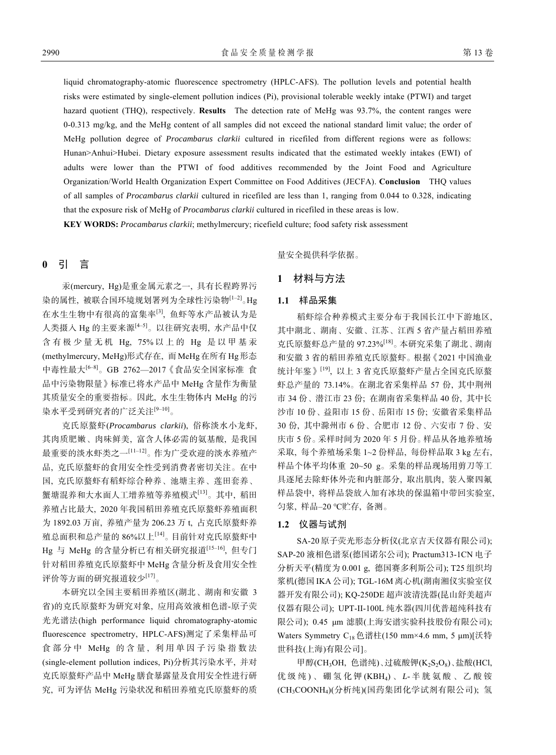liquid chromatography-atomic fluorescence spectrometry (HPLC-AFS). The pollution levels and potential health risks were estimated by single-element pollution indices (Pi), provisional tolerable weekly intake (PTWI) and target hazard quotient (THQ), respectively. **Results** The detection rate of MeHg was 93.7%, the content ranges were 0-0.313 mg/kg, and the MeHg content of all samples did not exceed the national standard limit value; the order of MeHg pollution degree of *Procambarus clarkii* cultured in ricefiled from different regions were as follows: Hunan>Anhui>Hubei. Dietary exposure assessment results indicated that the estimated weekly intakes (EWI) of adults were lower than the PTWI of food additives recommended by the Joint Food and Agriculture Organization/World Health Organization Expert Committee on Food Additives (JECFA). **Conclusion** THQ values of all samples of *Procambarus clarkii* cultured in ricefiled are less than 1, ranging from 0.044 to 0.328, indicating that the exposure risk of MeHg of *Procambarus clarkii* cultured in ricefiled in these areas is low.

**KEY WORDS:** *Procambarus clarkii*; methylmercury; ricefield culture; food safety risk assessment

## 0 引 言

汞(mercury, Hg)是重金属元素之一, 具有长程跨界污染的属性, 被联合国环境规划署列为全球性污染物[1–2]。Hg在水生生物中有很高的富集率[3], 鱼虾等水产品被认为是人类摄入 Hg 的主要来源[4–5]。以往研究表明, 水产品中仅含有极少量无机 Hg, 75%以上的 Hg 是以甲基汞(methylmercury, MeHg)形式存在, 而MeHg在所有Hg形态中毒性最大[6–8]。GB 2762—2017《食品安全国家标准 食品中污染物限量》标准已将水产品中 MeHg 含量作为衡量其质量安全的重要指标。因此, 水生生物体内 MeHg 的污染水平受到研究者的广泛关注[9–10]。

克氏原螯虾(*Procambarus clarkii*), 俗称淡水小龙虾, 其肉质肥嫩、肉味鲜美, 富含人体必需的氨基酸, 是我国最重要的淡水虾类之一[11–12]。作为广受欢迎的淡水养殖产品, 克氏原螯虾的食用安全性受到消费者密切关注。在中国, 克氏原螯虾有稻虾综合种养、池塘主养、莲田套养、蟹塘混养和大水面人工增养殖等养殖模式[13]。其中, 稻田养殖占比最大, 2020 年我国稻田养殖克氏原螯虾养殖面积为 1892.03 万亩, 养殖产量为 206.23 万 t, 占克氏原螯虾养殖总面积和总产量的 86%以上[14]。目前针对克氏原螯虾中 Hg 与 MeHg 的含量分析已有相关研究报道[15–16], 但专门针对稻田养殖克氏原螯虾中 MeHg 含量分析及食用安全性评价等方面的研究报道较少[17]。

本研究以全国主要稻田养殖区(湖北、湖南和安徽 3 省)的克氏原螯虾为研究对象, 应用高效液相色谱-原子荧光光谱法(high performance liquid chromatography-atomic fluorescence spectrometry, HPLC-AFS)测定了采集样品可食部分中 MeHg 的含量, 利用单因子污染指数法(single-element pollution indices, Pi)分析其污染水平, 并对克氏原螯虾产品中 MeHg 膳食暴露量及食用安全性进行研究, 可为评估 MeHg 污染状况和稻田养殖克氏原螯虾的质量安全提供科学依据。

## 1 材料与方法

### 1.1 样品采集

稻虾综合种养模式主要分布于我国长江中下游地区, 其中湖北、湖南、安徽、江苏、江西 5 省产量占稻田养殖克氏原螯虾总产量的 97.23%[18]。本研究采集了湖北、湖南和安徽 3 省的稻田养殖克氏原螯虾。根据《2021 中国渔业统计年鉴》[19], 以上 3 省克氏原螯虾产量占全国克氏原螯虾总产量的 73.14%。在湖北省采集样品 57 份, 其中荆州市 34 份、潜江市 23 份; 在湖南省采集样品 40 份, 其中长沙市 10 份、益阳市 15 份、岳阳市 15 份; 安徽省采集样品 30 份, 其中滁州市 6 份、合肥市 12 份、六安市 7 份、安庆市 5 份。采样时间为 2020 年 5 月份。样品从各地养殖场采取, 每个养殖场采集 1~2 份样品, 每份样品取 3 kg 左右, 样品个体平均体重 20~50 g。采集的样品现场用剪刀等工具逐尾去除虾体外壳和内脏部分, 取出肌肉, 装入聚四氟样品袋中, 将样品袋放入加有冰块的保温箱中带回实验室, 匀浆, 样品–20 ℃贮存, 备测。

### 1.2 仪器与试剂

SA-20 原子荧光形态分析仪(北京吉天仪器有限公司); SAP-20 液相色谱泵(德国诺尔公司); Practum313-1CN 电子分析天平(精度为 0.001 g, 德国赛多利斯公司); T25 组织均浆机(德国 IKA 公司); TGL-16M 离心机(湖南湘仪实验室仪器开发有限公司); KQ-250DE 超声波清洗器(昆山舒美超声仪器有限公司); UPT-II-100L 纯水器(四川优普超纯科技有限公司); 0.45 μm 滤膜(上海安谱实验科技股份有限公司); Waters Symmetry $C_{18}$ 色谱柱(150 mm×4.6 mm, 5 μm)[沃特世科技(上海)有限公司]。

甲醇($CH_3OH$, 色谱纯)、过硫酸钾($K_2S_2O_8$)、盐酸(HCl, 优级纯)、硼氢化钾($KBH_4$)、*L*-半胱氨酸、乙酸铵($CH_3COONH_4$)(分析纯)(国药集团化学试剂有限公司); 氢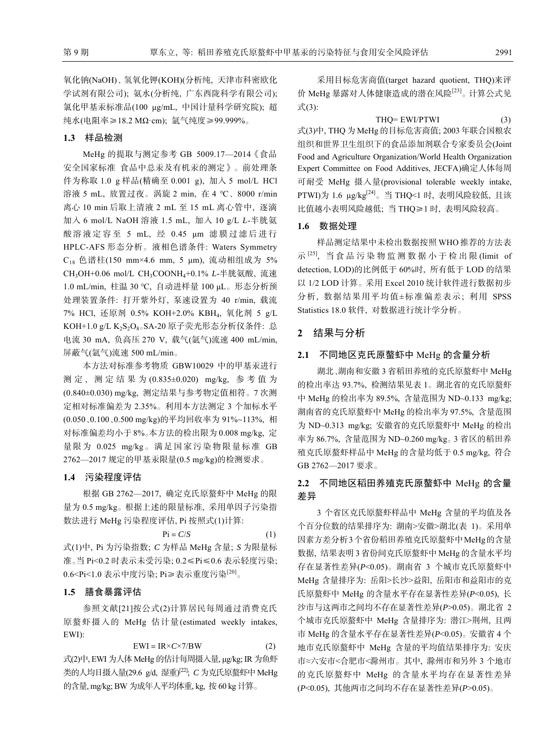氧化钠(NaOH)、氢氧化钾(KOH)(分析纯，天津市科密欧化学试剂有限公司); 氨水(分析纯，广东西陇科学有限公司); 氯化甲基汞标准品(100 μg/mL，中国计量科学研究院); 超纯水(电阻率≥18.2 MΩ·cm); 氩气纯度≥99.999%。

### 1.3 样品检测

MeHg 的提取与测定参考 GB 5009.17—2014《食品安全国家标准 食品中总汞及有机汞的测定》。前处理条件为称取 1.0 g 样品(精确至 0.001 g)，加入 5 mol/L HCl 溶液 5 mL，放置过夜。涡旋 2 min，在 4 ℃、8000 r/min 离心 10 min 后取上清液 2 mL 至 15 mL 离心管中，逐滴加入 6 mol/L NaOH 溶液 1.5 mL，加入 10 g/L *L*-半胱氨酸溶液定容至 5 mL，经 0.45 μm 滤膜过滤后进行 HPLC-AFS 形态分析。液相色谱条件: Waters Symmetry $C_{18}$ 色谱柱(150 mm×4.6 mm, 5 μm)，流动相组成为 5% $CH_3OH$+0.06 mol/L $CH_3COONH_4$+0.1% *L*-半胱氨酸，流速 1.0 mL/min，柱温 30 ℃，自动进样量 100 μL。形态分析预处理装置条件: 打开紫外灯，泵速设置为 40 r/min，载流 7% HCl，还原剂 0.5% KOH+2.0% $KBH_4$，氧化剂 5 g/L KOH+1.0 g/L $K_2S_2O_8$。SA-20 原子荧光形态分析仪条件: 总电流 30 mA，负高压 270 V，载气(氩气)流速 400 mL/min，屏蔽气(氩气)流速 500 mL/min。

本方法对标准参考物质 GBW10029 中的甲基汞进行测定，测定结果为(0.835±0.020) mg/kg，参考值为(0.840±0.030) mg/kg，测定结果与参考物定值相符。7 次测定相对标准偏差为 2.35%。利用本方法测定 3 个加标水平(0.050、0.100、0.500 mg/kg)的平均回收率为 91%~113%，相对标准偏差均小于 8%。本方法的检出限为 0.008 mg/kg，定量限为 0.025 mg/kg。满足国家污染物限量标准 GB 2762—2017 规定的甲基汞限量(0.5 mg/kg)的检测要求。

### 1.4 污染程度评估

根据 GB 2762—2017，确定克氏原螯虾中 MeHg 的限量为 0.5 mg/kg。根据上述的限量标准，采用单因子污染指数法进行 MeHg 污染程度评估，Pi 按照式(1)计算:

$$Pi = C/S \tag{1}$$

式(1)中，Pi 为污染指数; *C* 为样品 MeHg 含量; *S* 为限量标准。当 Pi<0.2 时表示未受污染; 0.2≤Pi≤0.6 表示轻度污染; 0.6<Pi<1.0 表示中度污染; Pi≥表示重度污染[20]。

### 1.5 膳食暴露评估

参照文献[21]按公式(2)计算居民每周通过消费克氏原螯虾摄入的 MeHg 估计量(estimated weekly intakes, EWI):

$$EWI = IR \times C \times 7/BW \tag{2}$$

式(2)中，EWI 为人体 MeHg 的估计每周摄入量，μg/kg; IR 为鱼虾类的人均日摄入量(29.6 g/d，湿重)[22]; *C* 为克氏原螯虾中 MeHg 的含量，mg/kg; BW 为成年人平均体重，kg，按 60 kg 计算。

采用目标危害商值(target hazard quotient, THQ)来评价 MeHg 暴露对人体健康造成的潜在风险[23]。计算公式见式(3):

$$THQ = EWI/PTWI \tag{3}$$

式(3)中，THQ 为 MeHg 的目标危害商值; 2003 年联合国粮农组织和世界卫生组织下的食品添加剂联合专家委员会(Joint Food and Agriculture Organization/World Health Organization Expert Committee on Food Additives, JECFA)确定人体每周可耐受 MeHg 摄入量(provisional tolerable weekly intake, PTWI)为 1.6 μg/kg[24]。当 THQ<1 时，表明风险较低，且该比值越小表明风险越低; 当 THQ≥1 时，表明风险较高。

### 1.6 数据处理

样品测定结果中未检出数据按照 WHO 推荐的方法表示[25]，当食品污染物监测数据小于检出限(limit of detection, LOD)的比例低于 60%时，所有低于 LOD 的结果以 1/2 LOD 计算。采用 Excel 2010 统计软件进行数据初步分析，数据结果用平均值±标准偏差表示; 利用 SPSS Statistics 18.0 软件，对数据进行统计学分析。

## 2 结果与分析

### 2.1 不同地区克氏原螯虾中 MeHg 的含量分析

湖北、湖南和安徽 3 省稻田养殖的克氏原螯虾中 MeHg 的检出率达 93.7%，检测结果见表 1。湖北省的克氏原螯虾中 MeHg 的检出率为 89.5%，含量范围为 ND~0.133 mg/kg; 湖南省的克氏原螯虾中 MeHg 的检出率为 97.5%，含量范围为 ND~0.313 mg/kg; 安徽省的克氏原螯虾中 MeHg 的检出率为 86.7%，含量范围为 ND~0.260 mg/kg。3 省区的稻田养殖克氏原螯虾样品中 MeHg 的含量均低于 0.5 mg/kg，符合 GB 2762—2017 要求。

### 2.2 不同地区稻田养殖克氏原螯虾中 MeHg 的含量差异

3 个省区克氏原螯虾样品中 MeHg 含量的平均值及各个百分位数的结果排序为: 湖南>安徽>湖北(表 1)。采用单因素方差分析 3 个省份稻田养殖克氏原螯虾中 MeHg 的含量数据，结果表明 3 省份间克氏原螯虾中 MeHg 的含量水平均存在显著性差异($P$<0.05)。湖南省 3 个城市克氏原螯虾中 MeHg 含量排序为: 岳阳>长沙>益阳，岳阳市和益阳市的克氏原螯虾中 MeHg 的含量水平存在显著性差异($P$<0.05)，长沙市与这两市之间均不存在显著性差异($P$>0.05)。湖北省 2 个城市克氏原螯虾中 MeHg 含量排序为: 潜江>荆州，且两市 MeHg 的含量水平存在显著性差异($P$<0.05)。安徽省 4 个地市克氏原螯虾中 MeHg 含量的平均值结果排序为: 安庆市≈六安市<合肥市<滁州市。其中，滁州市和另外 3 个地市的克氏原螯虾中 MeHg 的含量水平均存在显著性差异($P$<0.05)，其他两市之间均不存在显著性差异($P$>0.05)。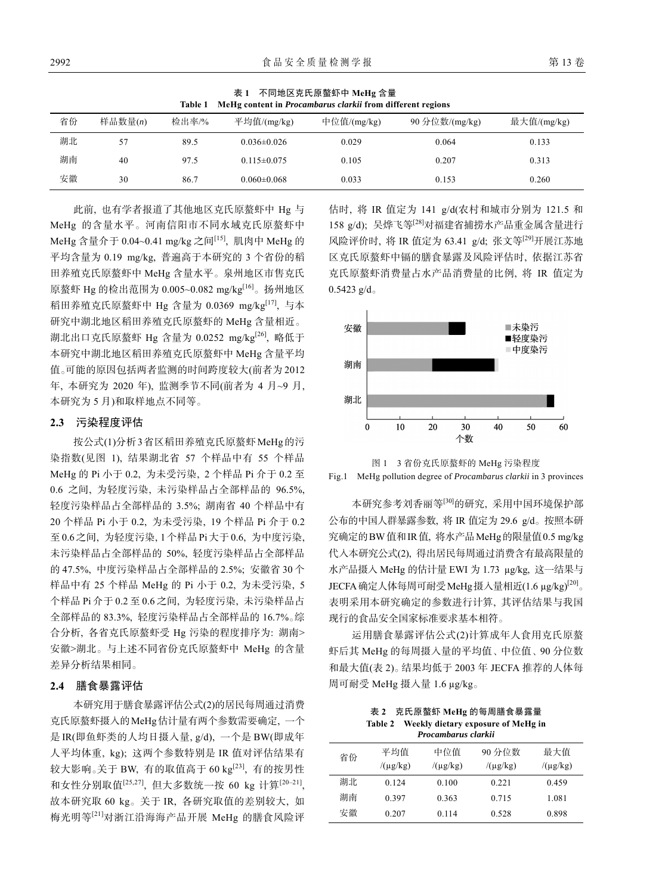表 1　不同地区克氏原螯虾中 MeHg 含量

Table 1　MeHg content in *Procambarus clarkii* from different regions

| 省份 | 样品数量(n) | 检出率/% | 平均值/(mg/kg) | 中位值/(mg/kg) | 90 分位数/(mg/kg) | 最大值/(mg/kg) |
|---|---|---|---|---|---|---|
| 湖北 | 57 | 89.5 | 0.036±0.026 | 0.029 | 0.064 | 0.133 |
| 湖南 | 40 | 97.5 | 0.115±0.075 | 0.105 | 0.207 | 0.313 |
| 安徽 | 30 | 86.7 | 0.060±0.068 | 0.033 | 0.153 | 0.260 |

此前, 也有学者报道了其他地区克氏原螯虾中 Hg 与 MeHg 的含量水平。河南信阳市不同水域克氏原螯虾中 MeHg 含量介于 0.04~0.41 mg/kg 之间[15], 肌肉中 MeHg 的平均含量为 0.19 mg/kg, 普遍高于本研究的 3 个省份的稻田养殖克氏原螯虾中 MeHg 含量水平。泉州地区市售克氏原螯虾 Hg 的检出范围为 0.005~0.082 mg/kg[16]。扬州地区稻田养殖克氏原螯虾中 Hg 含量为 0.0369 mg/kg[17], 与本研究中湖北地区稻田养殖克氏原螯虾的 MeHg 含量相近。湖北出口克氏原螯虾 Hg 含量为 0.0252 mg/kg[26], 略低于本研究中湖北地区稻田养殖克氏原螯虾中 MeHg 含量平均值。可能的原因包括两者监测的时间跨度较大(前者为 2012 年, 本研究为 2020 年), 监测季节不同(前者为 4 月~9 月, 本研究为 5 月)和取样地点不同等。

### 2.3　污染程度评估

按公式(1)分析 3 省区稻田养殖克氏原螯虾 MeHg 的污染指数(见图 1), 结果湖北省 57 个样品中有 55 个样品 MeHg 的 Pi 小于 0.2, 为未受污染, 2 个样品 Pi 介于 0.2 至 0.6 之间, 为轻度污染, 未污染样品占全部样品的 96.5%, 轻度污染样品占全部样品的 3.5%; 湖南省 40 个样品中有 20 个样品 Pi 小于 0.2, 为未受污染, 19 个样品 Pi 介于 0.2 至 0.6 之间, 为轻度污染, 1 个样品 Pi 大于 0.6, 为中度污染, 未污染样品占全部样品的 50%, 轻度污染样品占全部样品的 47.5%, 中度污染样品占全部样品的 2.5%; 安徽省 30 个样品中有 25 个样品 MeHg 的 Pi 小于 0.2, 为未受污染, 5 个样品 Pi 介于 0.2 至 0.6 之间, 为轻度污染, 未污染样品占全部样品的 83.3%, 轻度污染样品占全部样品的 16.7%。综合分析, 各省克氏原螯虾受 Hg 污染的程度排序为: 湖南>安徽>湖北。与上述不同省份克氏原螯虾中 MeHg 的含量差异分析结果相同。

### 2.4　膳食暴露评估

本研究用于膳食暴露评估公式(2)的居民每周通过消费克氏原螯虾摄入的 MeHg 估计量有两个参数需要确定, 一个是 IR(即鱼虾类的人均日摄入量, g/d), 一个是 BW(即成年人平均体重, kg); 这两个参数特别是 IR 值对评估结果有较大影响。关于 BW, 有的取值高于 60 kg[23], 有的按男性和女性分别取值[25,27], 但大多数统一按 60 kg 计算[20–21], 故本研究取 60 kg。关于 IR, 各研究取值的差别较大, 如梅光明等[21]对浙江沿海海产品开展 MeHg 的膳食风险评估时, 将 IR 值定为 141 g/d(农村和城市分别为 121.5 和 158 g/d); 吴烨飞等[28]对福建省捕捞水产品重金属含量进行风险评价时, 将 IR 值定为 63.41 g/d; 张文等[29]开展江苏地区克氏原螯虾中镉的膳食暴露及风险评估时, 依据江苏省克氏原螯虾消费量占水产品消费量的比例, 将 IR 值定为 0.5423 g/d。

图 1　3 省份克氏原螯虾的 MeHg 污染程度

Fig.1　MeHg pollution degree of *Procambarus clarkii* in 3 provinces

本研究参考刘香丽等[30]的研究, 采用中国环境保护部公布的中国人群暴露参数, 将 IR 值定为 29.6 g/d。按照本研究确定的 BW 值和 IR 值, 将水产品 MeHg 的限量值 0.5 mg/kg 代入本研究公式(2), 得出居民每周通过消费含有最高限量的水产品摄入 MeHg 的估计量 EWI 为 1.73 μg/kg, 这一结果与 JECFA 确定人体每周可耐受 MeHg 摄入量相近(1.6 μg/kg)[20]。表明采用本研究确定的参数进行计算, 其评估结果与我国现行的食品安全国家标准要求基本相符。

运用膳食暴露评估公式(2)计算成年人食用克氏原螯虾后其 MeHg 的每周摄入量的平均值、中位值、90 分位数和最大值(表 2)。结果均低于 2003 年 JECFA 推荐的人体每周可耐受 MeHg 摄入量 1.6 μg/kg。

表 2　克氏原螯虾 MeHg 的每周膳食暴露量

Table 2　Weekly dietary exposure of MeHg in *Procambarus clarkii*

| 省份 | 平均值/(μg/kg) | 中位值/(μg/kg) | 90 分位数/(μg/kg) | 最大值/(μg/kg) |
|---|---|---|---|---|
| 湖北 | 0.124 | 0.100 | 0.221 | 0.459 |
| 湖南 | 0.397 | 0.363 | 0.715 | 1.081 |
| 安徽 | 0.207 | 0.114 | 0.528 | 0.898 |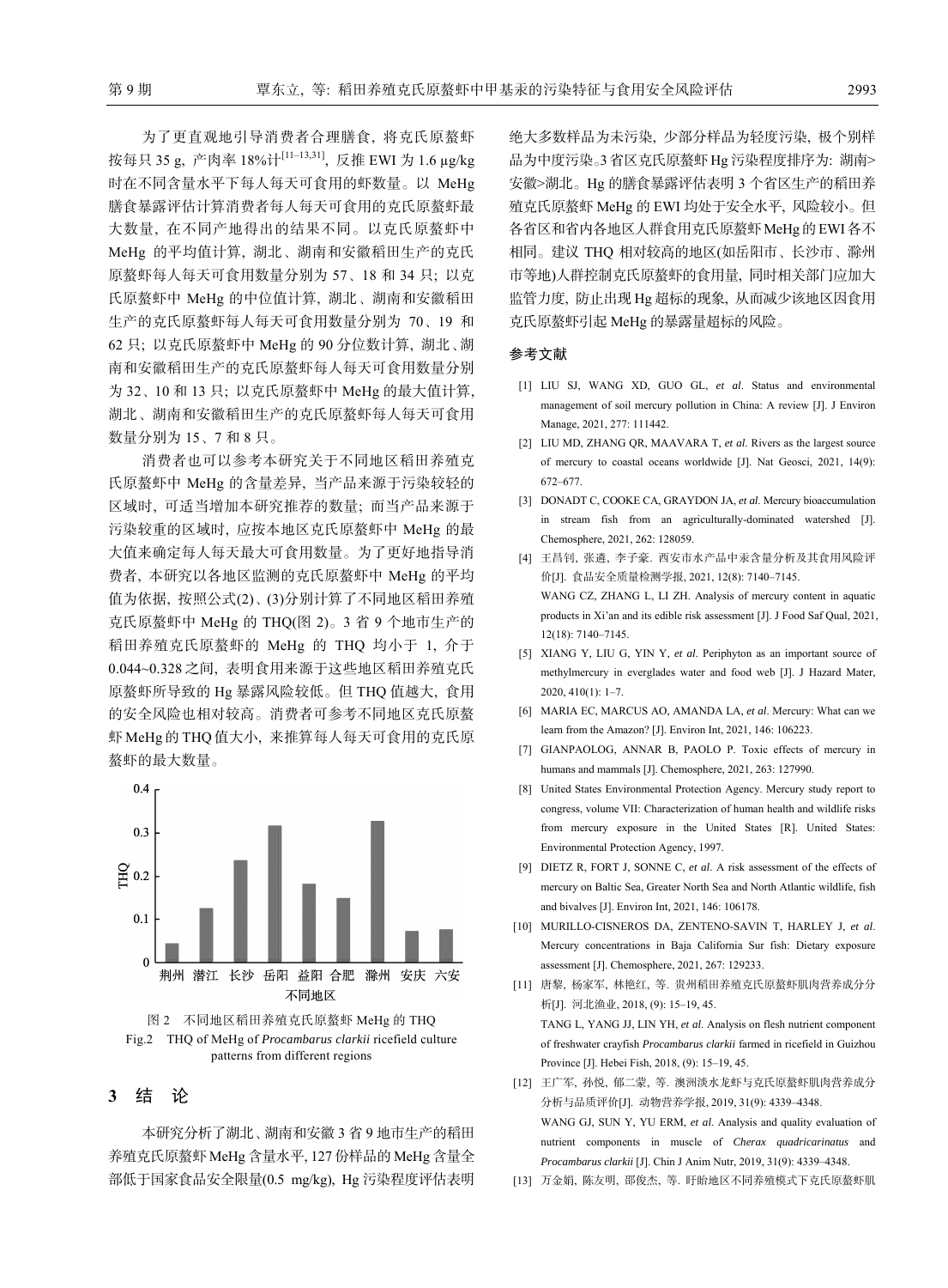为了更直观地引导消费者合理膳食，将克氏原螯虾按每只 35 g，产肉率 18%计[11–13,31]，反推 EWI 为 1.6 μg/kg 时在不同含量水平下每人每天可食用的虾数量。以 MeHg 膳食暴露评估计算消费者每人每天可食用的克氏原螯虾最大数量，在不同产地得出的结果不同。以克氏原螯虾中 MeHg 的平均值计算，湖北、湖南和安徽稻田生产的克氏原螯虾每人每天可食用数量分别为 57、18 和 34 只；以克氏原螯虾中 MeHg 的中位值计算，湖北、湖南和安徽稻田生产的克氏原螯虾每人每天可食用数量分别为 70、19 和 62 只；以克氏原螯虾中 MeHg 的 90 分位数计算，湖北、湖南和安徽稻田生产的克氏原螯虾每人每天可食用数量分别为 32、10 和 13 只；以克氏原螯虾中 MeHg 的最大值计算，湖北、湖南和安徽稻田生产的克氏原螯虾每人每天可食用数量分别为 15、7 和 8 只。

消费者也可以参考本研究关于不同地区稻田养殖克氏原螯虾中 MeHg 的含量差异，当产品来源于污染较轻的区域时，可适当增加本研究推荐的数量；而当产品来源于污染较重的区域时，应按本地区克氏原螯虾中 MeHg 的最大值来确定每人每天最大可食用数量。为了更好地指导消费者，本研究以各地区监测的克氏原螯虾中 MeHg 的平均值为依据，按照公式(2)、(3)分别计算了不同地区稻田养殖克氏原螯虾中 MeHg 的 THQ(图 2)。3 省 9 个地市生产的稻田养殖克氏原螯虾的 MeHg 的 THQ 均小于 1，介于 0.044~0.328 之间，表明食用来源于这些地区稻田养殖克氏原螯虾所导致的 Hg 暴露风险较低。但 THQ 值越大，食用的安全风险也相对较高。消费者可参考不同地区克氏原螯虾 MeHg 的 THQ 值大小，来推算每人每天可食用的克氏原螯虾的最大数量。

图 2　不同地区稻田养殖克氏原螯虾 MeHg 的 THQ

Fig.2　THQ of MeHg of *Procambarus clarkii* ricefield culture patterns from different regions

## 3　结　论

本研究分析了湖北、湖南和安徽 3 省 9 地市生产的稻田养殖克氏原螯虾 MeHg 含量水平，127 份样品的 MeHg 含量全部低于国家食品安全限量(0.5 mg/kg)，Hg 污染程度评估表明绝大多数样品为未污染，少部分样品为轻度污染，极个别样品为中度污染。3 省区克氏原螯虾 Hg 污染程度排序为：湖南>安徽>湖北。Hg 的膳食暴露评估表明 3 个省区生产的稻田养殖克氏原螯虾 MeHg 的 EWI 均处于安全水平，风险较小。但各省区和省内各地区人群食用克氏原螯虾 MeHg 的 EWI 各不相同。建议 THQ 相对较高的地区(如岳阳市、长沙市、滁州市等地)人群控制克氏原螯虾的食用量，同时相关部门应加大监管力度，防止出现 Hg 超标的现象，从而减少该地区因食用克氏原螯虾引起 MeHg 的暴露量超标的风险。

## 参考文献

[1] LIU SJ, WANG XD, GUO GL, *et al*. Status and environmental management of soil mercury pollution in China: A review [J]. J Environ Manage, 2021, 277: 111442.

[2] LIU MD, ZHANG QR, MAAVARA T, *et al*. Rivers as the largest source of mercury to coastal oceans worldwide [J]. Nat Geosci, 2021, 14(9): 672–677.

[3] DONADT C, COOKE CA, GRAYDON JA, *et al*. Mercury bioaccumulation in stream fish from an agriculturally-dominated watershed [J]. Chemosphere, 2021, 262: 128059.

[4] 王昌钊, 张遴, 李子豪. 西安市水产品中汞含量分析及其食用风险评价[J]. 食品安全质量检测学报, 2021, 12(8): 7140–7145.
WANG CZ, ZHANG L, LI ZH. Analysis of mercury content in aquatic products in Xi'an and its edible risk assessment [J]. J Food Saf Qual, 2021, 12(18): 7140–7145.

[5] XIANG Y, LIU G, YIN Y, *et al*. Periphyton as an important source of methylmercury in everglades water and food web [J]. J Hazard Mater, 2020, 410(1): 1–7.

[6] MARIA EC, MARCUS AO, AMANDA LA, *et al*. Mercury: What can we learn from the Amazon? [J]. Environ Int, 2021, 146: 106223.

[7] GIANPAOLOG, ANNAR B, PAOLO P. Toxic effects of mercury in humans and mammals [J]. Chemosphere, 2021, 263: 127990.

[8] United States Environmental Protection Agency. Mercury study report to congress, volume VII: Characterization of human health and wildlife risks from mercury exposure in the United States [R]. United States: Environmental Protection Agency, 1997.

[9] DIETZ R, FORT J, SONNE C, *et al*. A risk assessment of the effects of mercury on Baltic Sea, Greater North Sea and North Atlantic wildlife, fish and bivalves [J]. Environ Int, 2021, 146: 106178.

[10] MURILLO-CISNEROS DA, ZENTENO-SAVIN T, HARLEY J, *et al*. Mercury concentrations in Baja California Sur fish: Dietary exposure assessment [J]. Chemosphere, 2021, 267: 129233.

[11] 唐黎, 杨家军, 林艳红, 等. 贵州稻田养殖克氏原螯虾肌肉营养成分分析[J]. 河北渔业, 2018, (9): 15–19, 45.
TANG L, YANG JJ, LIN YH, *et al*. Analysis on flesh nutrient component of freshwater crayfish *Procambarus clarkii* farmed in ricefield in Guizhou Province [J]. Hebei Fish, 2018, (9): 15–19, 45.

[12] 王广军, 孙悦, 郁二蒙, 等. 澳洲淡水龙虾与克氏原螯虾肌肉营养成分分析与品质评价[J]. 动物营养学报, 2019, 31(9): 4339–4348.
WANG GJ, SUN Y, YU ERM, *et al*. Analysis and quality evaluation of nutrient components in muscle of *Cherax quadricarinatus* and *Procambarus clarkii* [J]. Chin J Anim Nutr, 2019, 31(9): 4339–4348.

[13] 万金娟, 陈友明, 邵俊杰, 等. 盱眙地区不同养殖模式下克氏原螯虾肌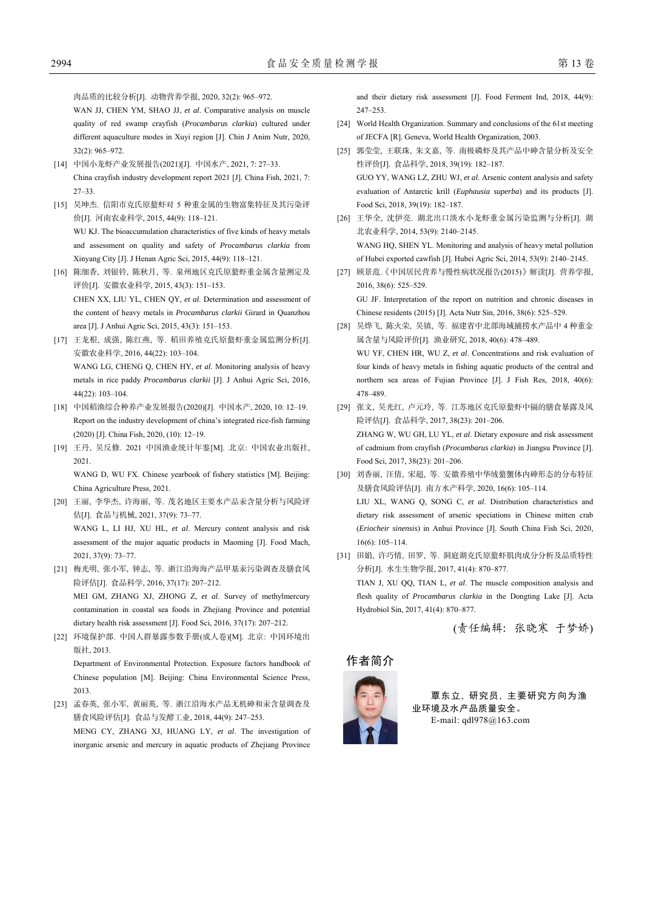肉品质的比较分析[J]. 动物营养学报, 2020, 32(2): 965–972.

WAN JJ, CHEN YM, SHAO JJ, *et al*. Comparative analysis on muscle quality of red swamp crayfish (*Procambarus clarkia*) cultured under different aquaculture modes in Xuyi region [J]. Chin J Anim Nutr, 2020, 32(2): 965–972.

[14] 中国小龙虾产业发展报告(2021)[J]. 中国水产, 2021, 7: 27–33.
China crayfish industry development report 2021 [J]. China Fish, 2021, 7: 27–33.

[15] 吴坤杰. 信阳市克氏原螯虾对 5 种重金属的生物富集特征及其污染评价[J]. 河南农业科学, 2015, 44(9): 118–121.
WU KJ. The bioaccumulation characteristics of five kinds of heavy metals and assessment on quality and safety of *Procambarus clarkia* from Xinyang City [J]. J Henan Agric Sci, 2015, 44(9): 118–121.

[16] 陈细香, 刘银铃, 陈秋月, 等. 泉州地区克氏原螯虾重金属含量测定及评价[J]. 安徽农业科学, 2015, 43(3): 151–153.
CHEN XX, LIU YL, CHEN QY, *et al*. Determination and assessment of the content of heavy metals in *Procambarus clarkii* Girard in Quanzhou area [J]. J Anhui Agric Sci, 2015, 43(3): 151–153.

[17] 王龙根, 成强, 陈红燕, 等. 稻田养殖克氏原螯虾重金属监测分析[J]. 安徽农业科学, 2016, 44(22): 103–104.
WANG LG, CHENG Q, CHEN HY, *et al*. Monitoring analysis of heavy metals in rice paddy *Procambarus clarkii* [J]. J Anhui Agric Sci, 2016, 44(22): 103–104.

[18] 中国稻渔综合种养产业发展报告(2020)[J]. 中国水产, 2020, 10: 12–19.
Report on the industry development of china's integrated rice-fish farming (2020) [J]. China Fish, 2020, (10): 12–19.

[19] 王丹, 吴反修. 2021 中国渔业统计年鉴[M]. 北京: 中国农业出版社, 2021.
WANG D, WU FX. Chinese yearbook of fishery statistics [M]. Beijing: China Agriculture Press, 2021.

[20] 王丽, 李华杰, 许海丽, 等. 茂名地区主要水产品汞含量分析与风险评估[J]. 食品与机械, 2021, 37(9): 73–77.
WANG L, LI HJ, XU HL, *et al*. Mercury content analysis and risk assessment of the major aquatic products in Maoming [J]. Food Mach, 2021, 37(9): 73–77.

[21] 梅光明, 张小军, 钟志, 等. 浙江沿海海产品甲基汞污染调查及膳食风险评估[J]. 食品科学, 2016, 37(17): 207–212.
MEI GM, ZHANG XJ, ZHONG Z, *et al*. Survey of methylmercury contamination in coastal sea foods in Zhejiang Province and potential dietary health risk assessment [J]. Food Sci, 2016, 37(17): 207–212.

[22] 环境保护部. 中国人群暴露参数手册(成人卷)[M]. 北京: 中国环境出版社, 2013.
Department of Environmental Protection. Exposure factors handbook of Chinese population [M]. Beijing: China Environmental Science Press, 2013.

[23] 孟春英, 张小军, 黄丽英, 等. 浙江沿海水产品无机砷和汞含量调查及膳食风险评估[J]. 食品与发酵工业, 2018, 44(9): 247–253.
MENG CY, ZHANG XJ, HUANG LY, *et al*. The investigation of inorganic arsenic and mercury in aquatic products of Zhejiang Province and their dietary risk assessment [J]. Food Ferment Ind, 2018, 44(9): 247–253.

[24] World Health Organization. Summary and conclusions of the 61st meeting of JECFA [R]. Geneva, World Health Organization, 2003.

[25] 郭莹莹, 王联珠, 朱文嘉, 等. 南极磷虾及其产品中砷含量分析及安全性评价[J]. 食品科学, 2018, 39(19): 182–187.
GUO YY, WANG LZ, ZHU WJ, *et al*. Arsenic content analysis and safety evaluation of Antarctic krill (*Euphausia superba*) and its products [J]. Food Sci, 2018, 39(19): 182–187.

[26] 王华全, 沈伊亮. 湖北出口淡水小龙虾重金属污染监测与分析[J]. 湖北农业科学, 2014, 53(9): 2140–2145.
WANG HQ, SHEN YL. Monitoring and analysis of heavy metal pollution of Hubei exported cawfish [J]. Hubei Agric Sci, 2014, 53(9): 2140–2145.

[27] 顾景范.《中国居民营养与慢性病状况报告(2015)》解读[J]. 营养学报, 2016, 38(6): 525–529.
GU JF. Interpretation of the report on nutrition and chronic diseases in Chinese residents (2015) [J]. Acta Nutr Sin, 2016, 38(6): 525–529.

[28] 吴烨飞, 陈火荣, 吴镇, 等. 福建省中北部海域捕捞水产品中 4 种重金属含量与风险评价[J]. 渔业研究, 2018, 40(6): 478–489.
WU YF, CHEN HR, WU Z, *et al*. Concentrations and risk evaluation of four kinds of heavy metals in fishing aquatic products of the central and northern sea areas of Fujian Province [J]. J Fish Res, 2018, 40(6): 478–489.

[29] 张文, 吴光红, 卢元玲, 等. 江苏地区克氏原螯虾中镉的膳食暴露及风险评估[J]. 食品科学, 2017, 38(23): 201–206.
ZHANG W, WU GH, LU YL, *et al*. Dietary exposure and risk assessment of cadmium from crayfish (*Procambarus clarkia*) in Jiangsu Province [J]. Food Sci, 2017, 38(23): 201–206.

[30] 刘香丽, 汪倩, 宋超, 等. 安徽养殖中华绒螯蟹体内砷形态的分布特征及膳食风险评估[J]. 南方水产科学, 2020, 16(6): 105–114.
LIU XL, WANG Q, SONG C, *et al*. Distribution characteristics and dietary risk assessment of arsenic speciations in Chinese mitten crab (*Eriocheir sinensis*) in Anhui Province [J]. South China Fish Sci, 2020, 16(6): 105–114.

[31] 田娟, 许巧情, 田罗, 等. 洞庭湖克氏原螯虾肌肉成分分析及品质特性分析[J]. 水生生物学报, 2017, 41(4): 870–877.
TIAN J, XU QQ, TIAN L, *et al*. The muscle composition analysis and flesh quality of *Procambarus clarkia* in the Dongting Lake [J]. Acta Hydrobiol Sin, 2017, 41(4): 870–877.

(责任编辑: 张晓寒 于梦娇)

## 作者简介

覃东立, 研究员, 主要研究方向为渔业环境及水产品质量安全。
E-mail: qdl978@163.com